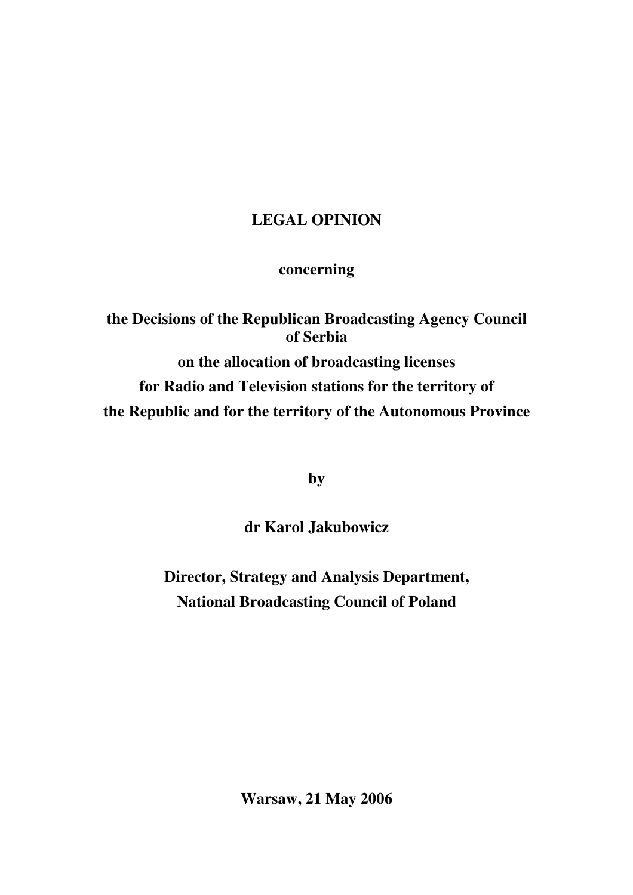# LEGAL OPINION

**concerning**

**the Decisions of the Republican Broadcasting Agency Council of Serbia**

**on the allocation of broadcasting licenses**

**for Radio and Television stations for the territory of the Republic and for the territory of the Autonomous Province**

**by**

**dr Karol Jakubowicz**

**Director, Strategy and Analysis Department,**
**National Broadcasting Council of Poland**

**Warsaw, 21 May 2006**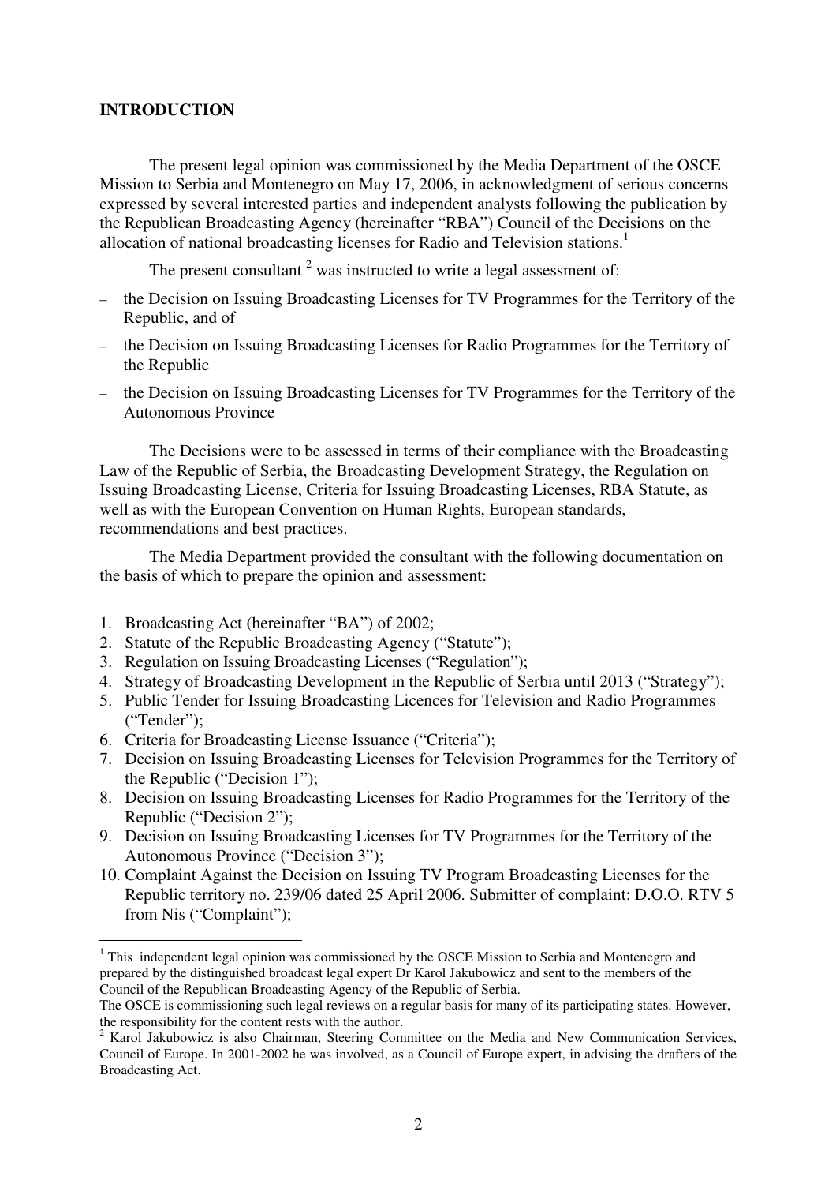**INTRODUCTION**

The present legal opinion was commissioned by the Media Department of the OSCE Mission to Serbia and Montenegro on May 17, 2006, in acknowledgment of serious concerns expressed by several interested parties and independent analysts following the publication by the Republican Broadcasting Agency (hereinafter "RBA") Council of the Decisions on the allocation of national broadcasting licenses for Radio and Television stations.[1]

The present consultant [2] was instructed to write a legal assessment of:

- the Decision on Issuing Broadcasting Licenses for TV Programmes for the Territory of the Republic, and of
- the Decision on Issuing Broadcasting Licenses for Radio Programmes for the Territory of the Republic
- the Decision on Issuing Broadcasting Licenses for TV Programmes for the Territory of the Autonomous Province

The Decisions were to be assessed in terms of their compliance with the Broadcasting Law of the Republic of Serbia, the Broadcasting Development Strategy, the Regulation on Issuing Broadcasting License, Criteria for Issuing Broadcasting Licenses, RBA Statute, as well as with the European Convention on Human Rights, European standards, recommendations and best practices.

The Media Department provided the consultant with the following documentation on the basis of which to prepare the opinion and assessment:

1. Broadcasting Act (hereinafter "BA") of 2002;
2. Statute of the Republic Broadcasting Agency ("Statute");
3. Regulation on Issuing Broadcasting Licenses ("Regulation");
4. Strategy of Broadcasting Development in the Republic of Serbia until 2013 ("Strategy");
5. Public Tender for Issuing Broadcasting Licences for Television and Radio Programmes ("Tender");
6. Criteria for Broadcasting License Issuance ("Criteria");
7. Decision on Issuing Broadcasting Licenses for Television Programmes for the Territory of the Republic ("Decision 1");
8. Decision on Issuing Broadcasting Licenses for Radio Programmes for the Territory of the Republic ("Decision 2");
9. Decision on Issuing Broadcasting Licenses for TV Programmes for the Territory of the Autonomous Province ("Decision 3");
10. Complaint Against the Decision on Issuing TV Program Broadcasting Licenses for the Republic territory no. 239/06 dated 25 April 2006. Submitter of complaint: D.O.O. RTV 5 from Nis ("Complaint");

---

[1] This independent legal opinion was commissioned by the OSCE Mission to Serbia and Montenegro and prepared by the distinguished broadcast legal expert Dr Karol Jakubowicz and sent to the members of the Council of the Republican Broadcasting Agency of the Republic of Serbia.
The OSCE is commissioning such legal reviews on a regular basis for many of its participating states. However, the responsibility for the content rests with the author.

[2] Karol Jakubowicz is also Chairman, Steering Committee on the Media and New Communication Services, Council of Europe. In 2001-2002 he was involved, as a Council of Europe expert, in advising the drafters of the Broadcasting Act.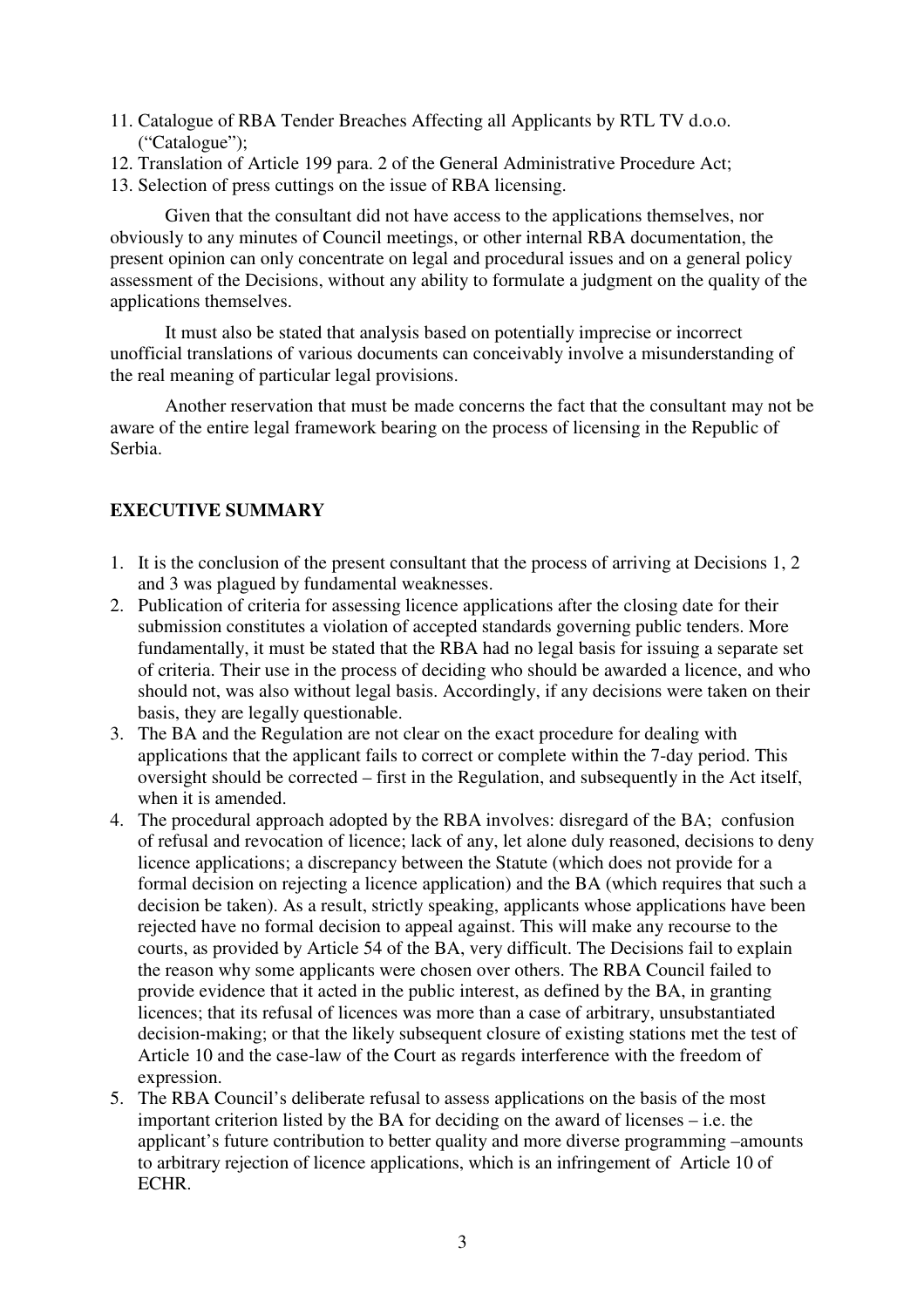11. Catalogue of RBA Tender Breaches Affecting all Applicants by RTL TV d.o.o. ("Catalogue");
12. Translation of Article 199 para. 2 of the General Administrative Procedure Act;
13. Selection of press cuttings on the issue of RBA licensing.

Given that the consultant did not have access to the applications themselves, nor obviously to any minutes of Council meetings, or other internal RBA documentation, the present opinion can only concentrate on legal and procedural issues and on a general policy assessment of the Decisions, without any ability to formulate a judgment on the quality of the applications themselves.

It must also be stated that analysis based on potentially imprecise or incorrect unofficial translations of various documents can conceivably involve a misunderstanding of the real meaning of particular legal provisions.

Another reservation that must be made concerns the fact that the consultant may not be aware of the entire legal framework bearing on the process of licensing in the Republic of Serbia.

## EXECUTIVE SUMMARY

1. It is the conclusion of the present consultant that the process of arriving at Decisions 1, 2 and 3 was plagued by fundamental weaknesses.
2. Publication of criteria for assessing licence applications after the closing date for their submission constitutes a violation of accepted standards governing public tenders. More fundamentally, it must be stated that the RBA had no legal basis for issuing a separate set of criteria. Their use in the process of deciding who should be awarded a licence, and who should not, was also without legal basis. Accordingly, if any decisions were taken on their basis, they are legally questionable.
3. The BA and the Regulation are not clear on the exact procedure for dealing with applications that the applicant fails to correct or complete within the 7-day period. This oversight should be corrected – first in the Regulation, and subsequently in the Act itself, when it is amended.
4. The procedural approach adopted by the RBA involves: disregard of the BA; confusion of refusal and revocation of licence; lack of any, let alone duly reasoned, decisions to deny licence applications; a discrepancy between the Statute (which does not provide for a formal decision on rejecting a licence application) and the BA (which requires that such a decision be taken). As a result, strictly speaking, applicants whose applications have been rejected have no formal decision to appeal against. This will make any recourse to the courts, as provided by Article 54 of the BA, very difficult. The Decisions fail to explain the reason why some applicants were chosen over others. The RBA Council failed to provide evidence that it acted in the public interest, as defined by the BA, in granting licences; that its refusal of licences was more than a case of arbitrary, unsubstantiated decision-making; or that the likely subsequent closure of existing stations met the test of Article 10 and the case-law of the Court as regards interference with the freedom of expression.
5. The RBA Council's deliberate refusal to assess applications on the basis of the most important criterion listed by the BA for deciding on the award of licenses – i.e. the applicant's future contribution to better quality and more diverse programming –amounts to arbitrary rejection of licence applications, which is an infringement of Article 10 of ECHR.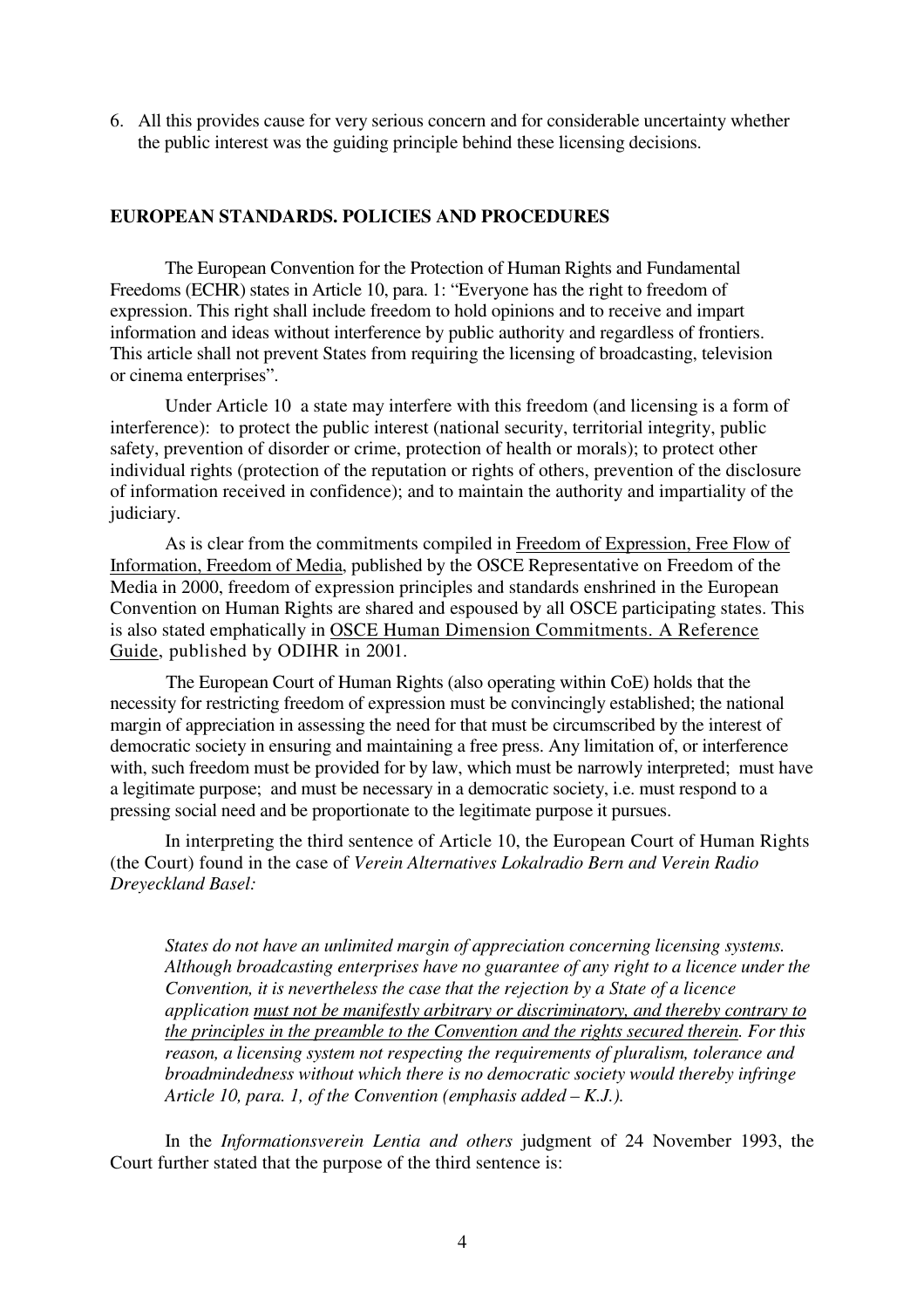6. All this provides cause for very serious concern and for considerable uncertainty whether the public interest was the guiding principle behind these licensing decisions.

## EUROPEAN STANDARDS. POLICIES AND PROCEDURES

The European Convention for the Protection of Human Rights and Fundamental Freedoms (ECHR) states in Article 10, para. 1: "Everyone has the right to freedom of expression. This right shall include freedom to hold opinions and to receive and impart information and ideas without interference by public authority and regardless of frontiers. This article shall not prevent States from requiring the licensing of broadcasting, television or cinema enterprises".

Under Article 10 a state may interfere with this freedom (and licensing is a form of interference): to protect the public interest (national security, territorial integrity, public safety, prevention of disorder or crime, protection of health or morals); to protect other individual rights (protection of the reputation or rights of others, prevention of the disclosure of information received in confidence); and to maintain the authority and impartiality of the judiciary.

As is clear from the commitments compiled in Freedom of Expression, Free Flow of Information, Freedom of Media, published by the OSCE Representative on Freedom of the Media in 2000, freedom of expression principles and standards enshrined in the European Convention on Human Rights are shared and espoused by all OSCE participating states. This is also stated emphatically in OSCE Human Dimension Commitments. A Reference Guide, published by ODIHR in 2001.

The European Court of Human Rights (also operating within CoE) holds that the necessity for restricting freedom of expression must be convincingly established; the national margin of appreciation in assessing the need for that must be circumscribed by the interest of democratic society in ensuring and maintaining a free press. Any limitation of, or interference with, such freedom must be provided for by law, which must be narrowly interpreted; must have a legitimate purpose; and must be necessary in a democratic society, i.e. must respond to a pressing social need and be proportionate to the legitimate purpose it pursues.

In interpreting the third sentence of Article 10, the European Court of Human Rights (the Court) found in the case of *Verein Alternatives Lokalradio Bern and Verein Radio Dreyeckland Basel:*

> *States do not have an unlimited margin of appreciation concerning licensing systems. Although broadcasting enterprises have no guarantee of any right to a licence under the Convention, it is nevertheless the case that the rejection by a State of a licence application must not be manifestly arbitrary or discriminatory, and thereby contrary to the principles in the preamble to the Convention and the rights secured therein. For this reason, a licensing system not respecting the requirements of pluralism, tolerance and broadmindedness without which there is no democratic society would thereby infringe Article 10, para. 1, of the Convention (emphasis added – K.J.).*

In the *Informationsverein Lentia and others* judgment of 24 November 1993, the Court further stated that the purpose of the third sentence is: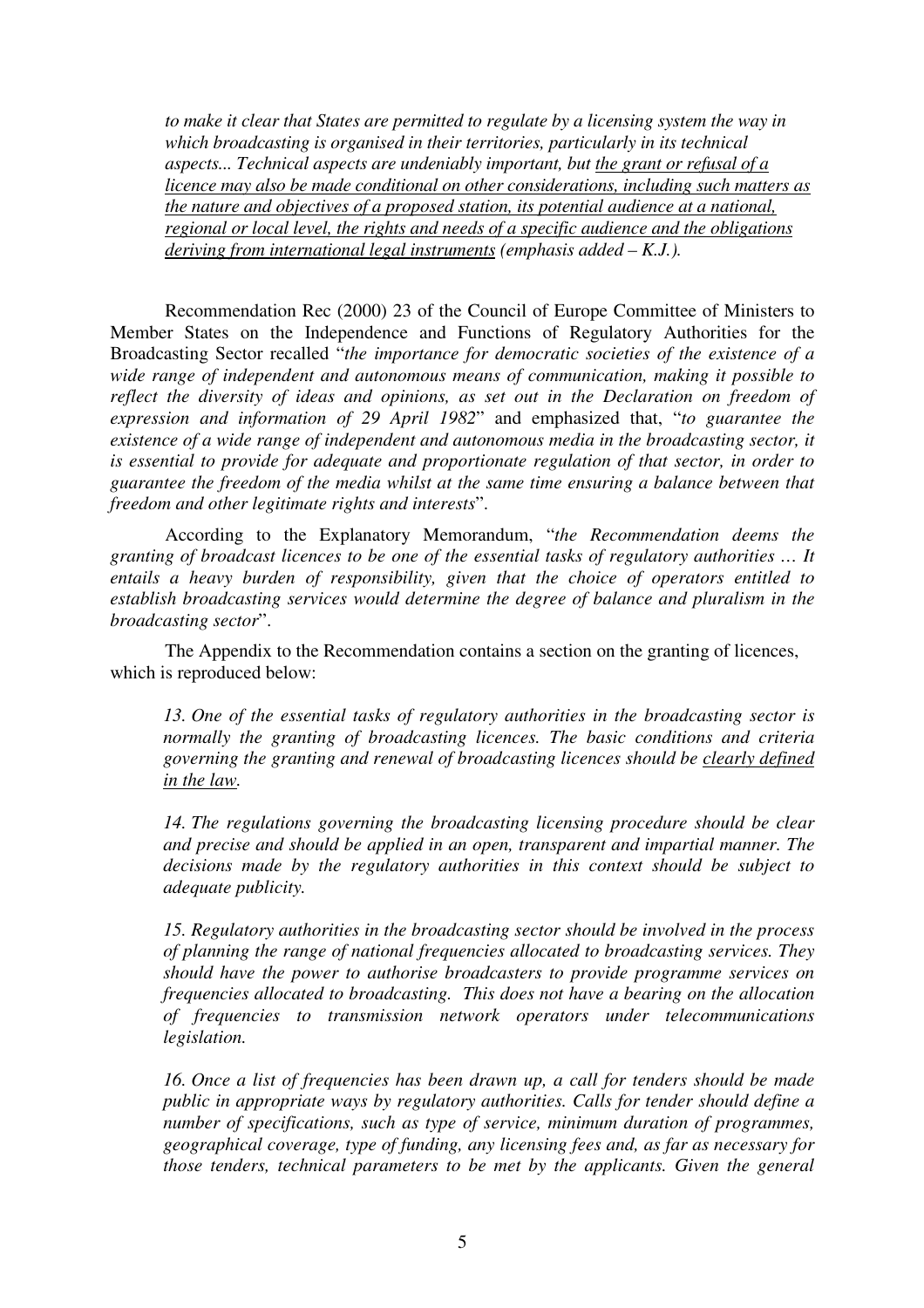*to make it clear that States are permitted to regulate by a licensing system the way in which broadcasting is organised in their territories, particularly in its technical aspects... Technical aspects are undeniably important, but <u>the grant or refusal of a licence may also be made conditional on other considerations, including such matters as the nature and objectives of a proposed station, its potential audience at a national, regional or local level, the rights and needs of a specific audience and the obligations deriving from international legal instruments</u> (emphasis added – K.J.).*

Recommendation Rec (2000) 23 of the Council of Europe Committee of Ministers to Member States on the Independence and Functions of Regulatory Authorities for the Broadcasting Sector recalled "*the importance for democratic societies of the existence of a wide range of independent and autonomous means of communication, making it possible to reflect the diversity of ideas and opinions, as set out in the Declaration on freedom of expression and information of 29 April 1982*" and emphasized that, "*to guarantee the existence of a wide range of independent and autonomous media in the broadcasting sector, it is essential to provide for adequate and proportionate regulation of that sector, in order to guarantee the freedom of the media whilst at the same time ensuring a balance between that freedom and other legitimate rights and interests*".

According to the Explanatory Memorandum, "*the Recommendation deems the granting of broadcast licences to be one of the essential tasks of regulatory authorities … It entails a heavy burden of responsibility, given that the choice of operators entitled to establish broadcasting services would determine the degree of balance and pluralism in the broadcasting sector*".

The Appendix to the Recommendation contains a section on the granting of licences, which is reproduced below:

*13. One of the essential tasks of regulatory authorities in the broadcasting sector is normally the granting of broadcasting licences. The basic conditions and criteria governing the granting and renewal of broadcasting licences should be <u>clearly defined in the law</u>.*

*14. The regulations governing the broadcasting licensing procedure should be clear and precise and should be applied in an open, transparent and impartial manner. The decisions made by the regulatory authorities in this context should be subject to adequate publicity.*

*15. Regulatory authorities in the broadcasting sector should be involved in the process of planning the range of national frequencies allocated to broadcasting services. They should have the power to authorise broadcasters to provide programme services on frequencies allocated to broadcasting. This does not have a bearing on the allocation of frequencies to transmission network operators under telecommunications legislation.*

*16. Once a list of frequencies has been drawn up, a call for tenders should be made public in appropriate ways by regulatory authorities. Calls for tender should define a number of specifications, such as type of service, minimum duration of programmes, geographical coverage, type of funding, any licensing fees and, as far as necessary for those tenders, technical parameters to be met by the applicants. Given the general*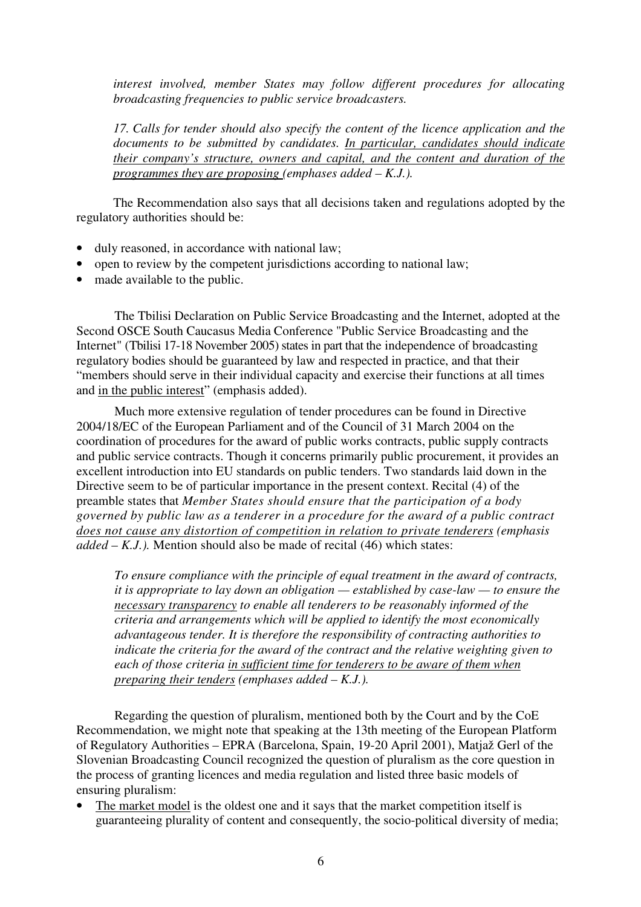*interest involved, member States may follow different procedures for allocating broadcasting frequencies to public service broadcasters.*

*17. Calls for tender should also specify the content of the licence application and the documents to be submitted by candidates. <u>In particular, candidates should indicate their company's structure, owners and capital, and the content and duration of the programmes they are proposing</u> (emphases added – K.J.).*

The Recommendation also says that all decisions taken and regulations adopted by the regulatory authorities should be:

- duly reasoned, in accordance with national law;
- open to review by the competent jurisdictions according to national law;
- made available to the public.

The Tbilisi Declaration on Public Service Broadcasting and the Internet, adopted at the Second OSCE South Caucasus Media Conference "Public Service Broadcasting and the Internet" (Tbilisi 17-18 November 2005) states in part that the independence of broadcasting regulatory bodies should be guaranteed by law and respected in practice, and that their "members should serve in their individual capacity and exercise their functions at all times and <u>in the public interest</u>" (emphasis added).

Much more extensive regulation of tender procedures can be found in Directive 2004/18/EC of the European Parliament and of the Council of 31 March 2004 on the coordination of procedures for the award of public works contracts, public supply contracts and public service contracts. Though it concerns primarily public procurement, it provides an excellent introduction into EU standards on public tenders. Two standards laid down in the Directive seem to be of particular importance in the present context. Recital (4) of the preamble states that *Member States should ensure that the participation of a body governed by public law as a tenderer in a procedure for the award of a public contract <u>does not cause any distortion of competition in relation to private tenderers</u> (emphasis added – K.J.).* Mention should also be made of recital (46) which states:

*To ensure compliance with the principle of equal treatment in the award of contracts, it is appropriate to lay down an obligation — established by case-law — to ensure the <u>necessary transparency</u> to enable all tenderers to be reasonably informed of the criteria and arrangements which will be applied to identify the most economically advantageous tender. It is therefore the responsibility of contracting authorities to indicate the criteria for the award of the contract and the relative weighting given to each of those criteria <u>in sufficient time for tenderers to be aware of them when preparing their tenders</u> (emphases added – K.J.).*

Regarding the question of pluralism, mentioned both by the Court and by the CoE Recommendation, we might note that speaking at the 13th meeting of the European Platform of Regulatory Authorities – EPRA (Barcelona, Spain, 19-20 April 2001), Matjaž Gerl of the Slovenian Broadcasting Council recognized the question of pluralism as the core question in the process of granting licences and media regulation and listed three basic models of ensuring pluralism:

- <u>The market model</u> is the oldest one and it says that the market competition itself is guaranteeing plurality of content and consequently, the socio-political diversity of media;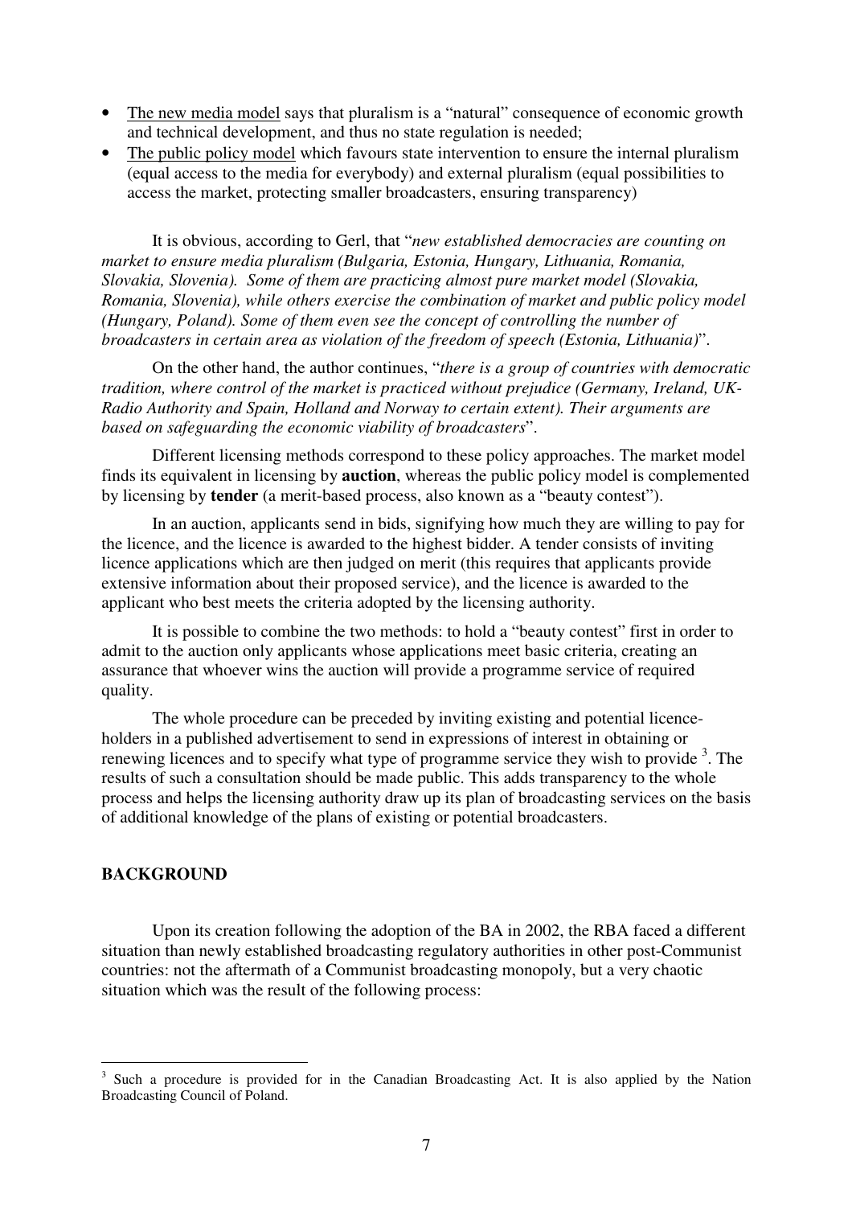- The new media model says that pluralism is a "natural" consequence of economic growth and technical development, and thus no state regulation is needed;
- The public policy model which favours state intervention to ensure the internal pluralism (equal access to the media for everybody) and external pluralism (equal possibilities to access the market, protecting smaller broadcasters, ensuring transparency)

It is obvious, according to Gerl, that "*new established democracies are counting on market to ensure media pluralism (Bulgaria, Estonia, Hungary, Lithuania, Romania, Slovakia, Slovenia). Some of them are practicing almost pure market model (Slovakia, Romania, Slovenia), while others exercise the combination of market and public policy model (Hungary, Poland). Some of them even see the concept of controlling the number of broadcasters in certain area as violation of the freedom of speech (Estonia, Lithuania)*".

On the other hand, the author continues, "*there is a group of countries with democratic tradition, where control of the market is practiced without prejudice (Germany, Ireland, UK-Radio Authority and Spain, Holland and Norway to certain extent). Their arguments are based on safeguarding the economic viability of broadcasters*".

Different licensing methods correspond to these policy approaches. The market model finds its equivalent in licensing by **auction**, whereas the public policy model is complemented by licensing by **tender** (a merit-based process, also known as a "beauty contest").

In an auction, applicants send in bids, signifying how much they are willing to pay for the licence, and the licence is awarded to the highest bidder. A tender consists of inviting licence applications which are then judged on merit (this requires that applicants provide extensive information about their proposed service), and the licence is awarded to the applicant who best meets the criteria adopted by the licensing authority.

It is possible to combine the two methods: to hold a "beauty contest" first in order to admit to the auction only applicants whose applications meet basic criteria, creating an assurance that whoever wins the auction will provide a programme service of required quality.

The whole procedure can be preceded by inviting existing and potential licence-holders in a published advertisement to send in expressions of interest in obtaining or renewing licences and to specify what type of programme service they wish to provide [3]. The results of such a consultation should be made public. This adds transparency to the whole process and helps the licensing authority draw up its plan of broadcasting services on the basis of additional knowledge of the plans of existing or potential broadcasters.

## BACKGROUND

Upon its creation following the adoption of the BA in 2002, the RBA faced a different situation than newly established broadcasting regulatory authorities in other post-Communist countries: not the aftermath of a Communist broadcasting monopoly, but a very chaotic situation which was the result of the following process:

---

[3] Such a procedure is provided for in the Canadian Broadcasting Act. It is also applied by the Nation Broadcasting Council of Poland.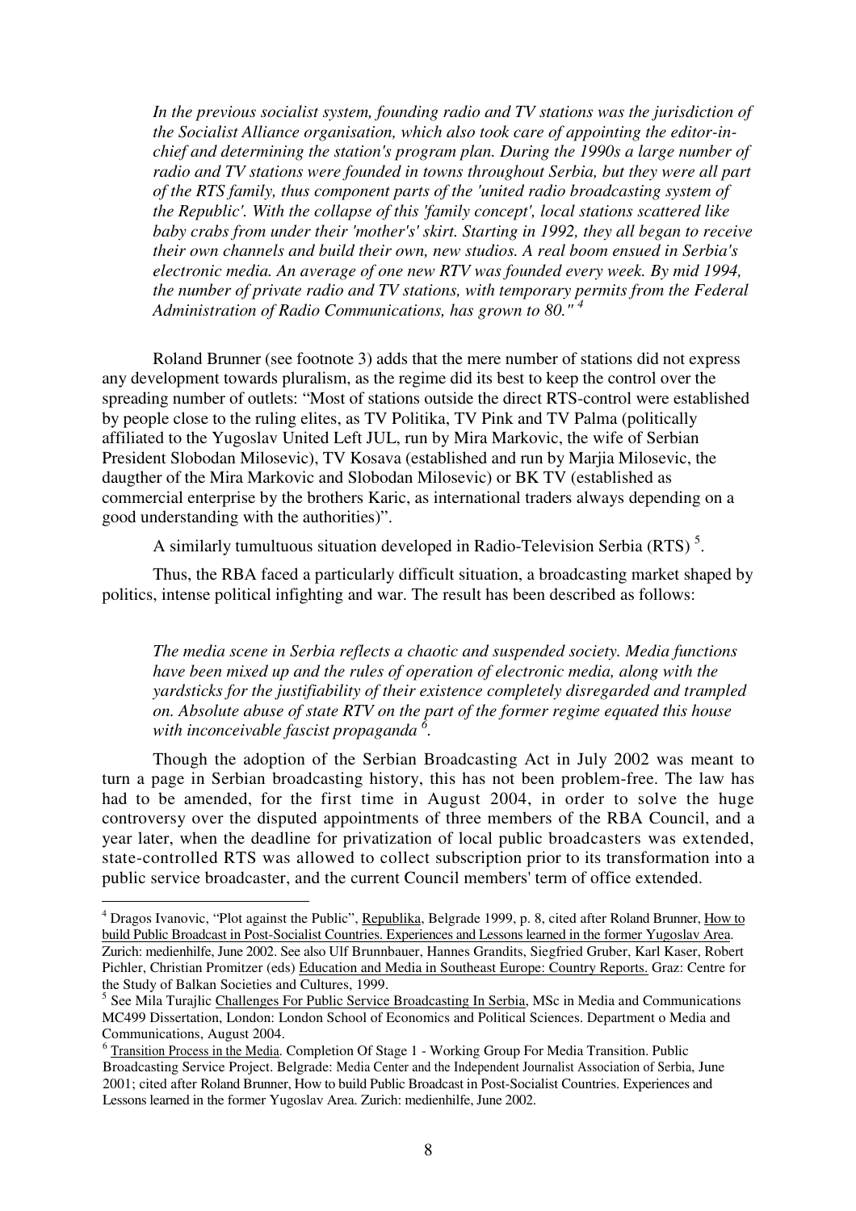*In the previous socialist system, founding radio and TV stations was the jurisdiction of the Socialist Alliance organisation, which also took care of appointing the editor-in-chief and determining the station's program plan. During the 1990s a large number of radio and TV stations were founded in towns throughout Serbia, but they were all part of the RTS family, thus component parts of the 'united radio broadcasting system of the Republic'. With the collapse of this 'family concept', local stations scattered like baby crabs from under their 'mother's' skirt. Starting in 1992, they all began to receive their own channels and build their own, new studios. A real boom ensued in Serbia's electronic media. An average of one new RTV was founded every week. By mid 1994, the number of private radio and TV stations, with temporary permits from the Federal Administration of Radio Communications, has grown to 80."* [4]

Roland Brunner (see footnote 3) adds that the mere number of stations did not express any development towards pluralism, as the regime did its best to keep the control over the spreading number of outlets: "Most of stations outside the direct RTS-control were established by people close to the ruling elites, as TV Politika, TV Pink and TV Palma (politically affiliated to the Yugoslav United Left JUL, run by Mira Markovic, the wife of Serbian President Slobodan Milosevic), TV Kosava (established and run by Marjia Milosevic, the daugther of the Mira Markovic and Slobodan Milosevic) or BK TV (established as commercial enterprise by the brothers Karic, as international traders always depending on a good understanding with the authorities)".

A similarly tumultuous situation developed in Radio-Television Serbia (RTS) [5].

Thus, the RBA faced a particularly difficult situation, a broadcasting market shaped by politics, intense political infighting and war. The result has been described as follows:

*The media scene in Serbia reflects a chaotic and suspended society. Media functions have been mixed up and the rules of operation of electronic media, along with the yardsticks for the justifiability of their existence completely disregarded and trampled on. Absolute abuse of state RTV on the part of the former regime equated this house with inconceivable fascist propaganda* [6].

Though the adoption of the Serbian Broadcasting Act in July 2002 was meant to turn a page in Serbian broadcasting history, this has not been problem-free. The law has had to be amended, for the first time in August 2004, in order to solve the huge controversy over the disputed appointments of three members of the RBA Council, and a year later, when the deadline for privatization of local public broadcasters was extended, state-controlled RTS was allowed to collect subscription prior to its transformation into a public service broadcaster, and the current Council members' term of office extended.

---

[4] Dragos Ivanovic, "Plot against the Public", Republika, Belgrade 1999, p. 8, cited after Roland Brunner, How to build Public Broadcast in Post-Socialist Countries. Experiences and Lessons learned in the former Yugoslav Area. Zurich: medienhilfe, June 2002. See also Ulf Brunnbauer, Hannes Grandits, Siegfried Gruber, Karl Kaser, Robert Pichler, Christian Promitzer (eds) Education and Media in Southeast Europe: Country Reports. Graz: Centre for the Study of Balkan Societies and Cultures, 1999.

[5] See Mila Turajlic Challenges For Public Service Broadcasting In Serbia, MSc in Media and Communications MC499 Dissertation, London: London School of Economics and Political Sciences. Department o Media and Communications, August 2004.

[6] Transition Process in the Media. Completion Of Stage 1 - Working Group For Media Transition. Public Broadcasting Service Project. Belgrade: Media Center and the Independent Journalist Association of Serbia, June 2001; cited after Roland Brunner, How to build Public Broadcast in Post-Socialist Countries. Experiences and Lessons learned in the former Yugoslav Area. Zurich: medienhilfe, June 2002.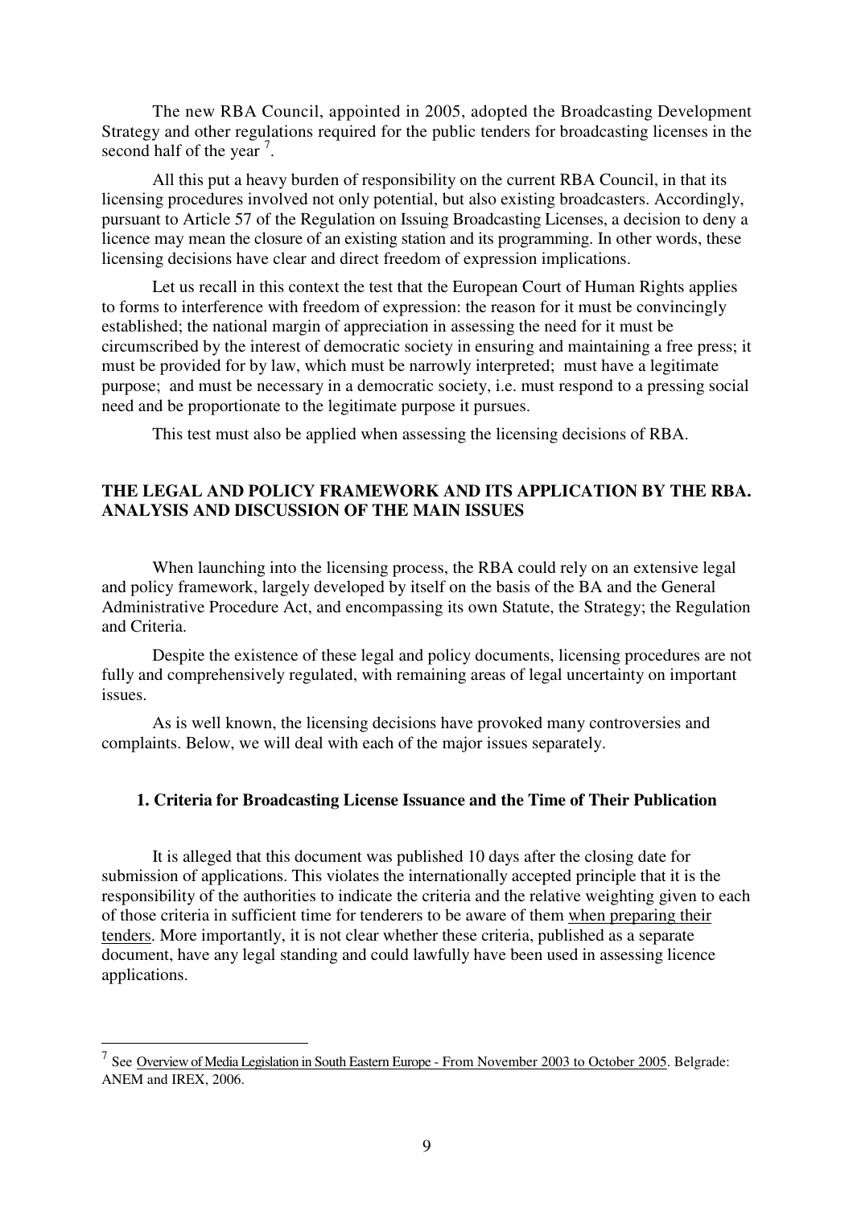The new RBA Council, appointed in 2005, adopted the Broadcasting Development Strategy and other regulations required for the public tenders for broadcasting licenses in the second half of the year [7].

All this put a heavy burden of responsibility on the current RBA Council, in that its licensing procedures involved not only potential, but also existing broadcasters. Accordingly, pursuant to Article 57 of the Regulation on Issuing Broadcasting Licenses, a decision to deny a licence may mean the closure of an existing station and its programming. In other words, these licensing decisions have clear and direct freedom of expression implications.

Let us recall in this context the test that the European Court of Human Rights applies to forms to interference with freedom of expression: the reason for it must be convincingly established; the national margin of appreciation in assessing the need for it must be circumscribed by the interest of democratic society in ensuring and maintaining a free press; it must be provided for by law, which must be narrowly interpreted; must have a legitimate purpose; and must be necessary in a democratic society, i.e. must respond to a pressing social need and be proportionate to the legitimate purpose it pursues.

This test must also be applied when assessing the licensing decisions of RBA.

## THE LEGAL AND POLICY FRAMEWORK AND ITS APPLICATION BY THE RBA. ANALYSIS AND DISCUSSION OF THE MAIN ISSUES

When launching into the licensing process, the RBA could rely on an extensive legal and policy framework, largely developed by itself on the basis of the BA and the General Administrative Procedure Act, and encompassing its own Statute, the Strategy; the Regulation and Criteria.

Despite the existence of these legal and policy documents, licensing procedures are not fully and comprehensively regulated, with remaining areas of legal uncertainty on important issues.

As is well known, the licensing decisions have provoked many controversies and complaints. Below, we will deal with each of the major issues separately.

### 1. Criteria for Broadcasting License Issuance and the Time of Their Publication

It is alleged that this document was published 10 days after the closing date for submission of applications. This violates the internationally accepted principle that it is the responsibility of the authorities to indicate the criteria and the relative weighting given to each of those criteria in sufficient time for tenderers to be aware of them <u>when preparing their tenders</u>. More importantly, it is not clear whether these criteria, published as a separate document, have any legal standing and could lawfully have been used in assessing licence applications.

---

[7] See <u>Overview of Media Legislation in South Eastern Europe - From November 2003 to October 2005</u>. Belgrade: ANEM and IREX, 2006.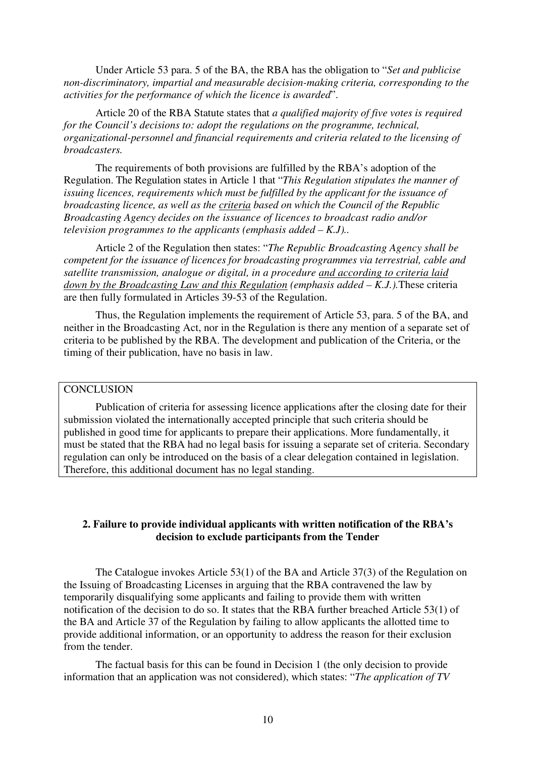Under Article 53 para. 5 of the BA, the RBA has the obligation to "*Set and publicise non-discriminatory, impartial and measurable decision-making criteria, corresponding to the activities for the performance of which the licence is awarded*".

Article 20 of the RBA Statute states that *a qualified majority of five votes is required for the Council's decisions to: adopt the regulations on the programme, technical, organizational-personnel and financial requirements and criteria related to the licensing of broadcasters.*

The requirements of both provisions are fulfilled by the RBA's adoption of the Regulation. The Regulation states in Article 1 that "*This Regulation stipulates the manner of issuing licences, requirements which must be fulfilled by the applicant for the issuance of broadcasting licence, as well as the <u>criteria</u> based on which the Council of the Republic Broadcasting Agency decides on the issuance of licences to broadcast radio and/or television programmes to the applicants (emphasis added – K.J).*.

Article 2 of the Regulation then states: "*The Republic Broadcasting Agency shall be competent for the issuance of licences for broadcasting programmes via terrestrial, cable and satellite transmission, analogue or digital, in a procedure <u>and according to criteria laid down by the Broadcasting Law and this Regulation</u> (emphasis added – K.J.).*These criteria are then fully formulated in Articles 39-53 of the Regulation.

Thus, the Regulation implements the requirement of Article 53, para. 5 of the BA, and neither in the Broadcasting Act, nor in the Regulation is there any mention of a separate set of criteria to be published by the RBA. The development and publication of the Criteria, or the timing of their publication, have no basis in law.

| CONCLUSION |
| --- |
| Publication of criteria for assessing licence applications after the closing date for their submission violated the internationally accepted principle that such criteria should be published in good time for applicants to prepare their applications. More fundamentally, it must be stated that the RBA had no legal basis for issuing a separate set of criteria. Secondary regulation can only be introduced on the basis of a clear delegation contained in legislation. Therefore, this additional document has no legal standing. |

**2. Failure to provide individual applicants with written notification of the RBA's decision to exclude participants from the Tender**

The Catalogue invokes Article 53(1) of the BA and Article 37(3) of the Regulation on the Issuing of Broadcasting Licenses in arguing that the RBA contravened the law by temporarily disqualifying some applicants and failing to provide them with written notification of the decision to do so. It states that the RBA further breached Article 53(1) of the BA and Article 37 of the Regulation by failing to allow applicants the allotted time to provide additional information, or an opportunity to address the reason for their exclusion from the tender.

The factual basis for this can be found in Decision 1 (the only decision to provide information that an application was not considered), which states: "*The application of TV*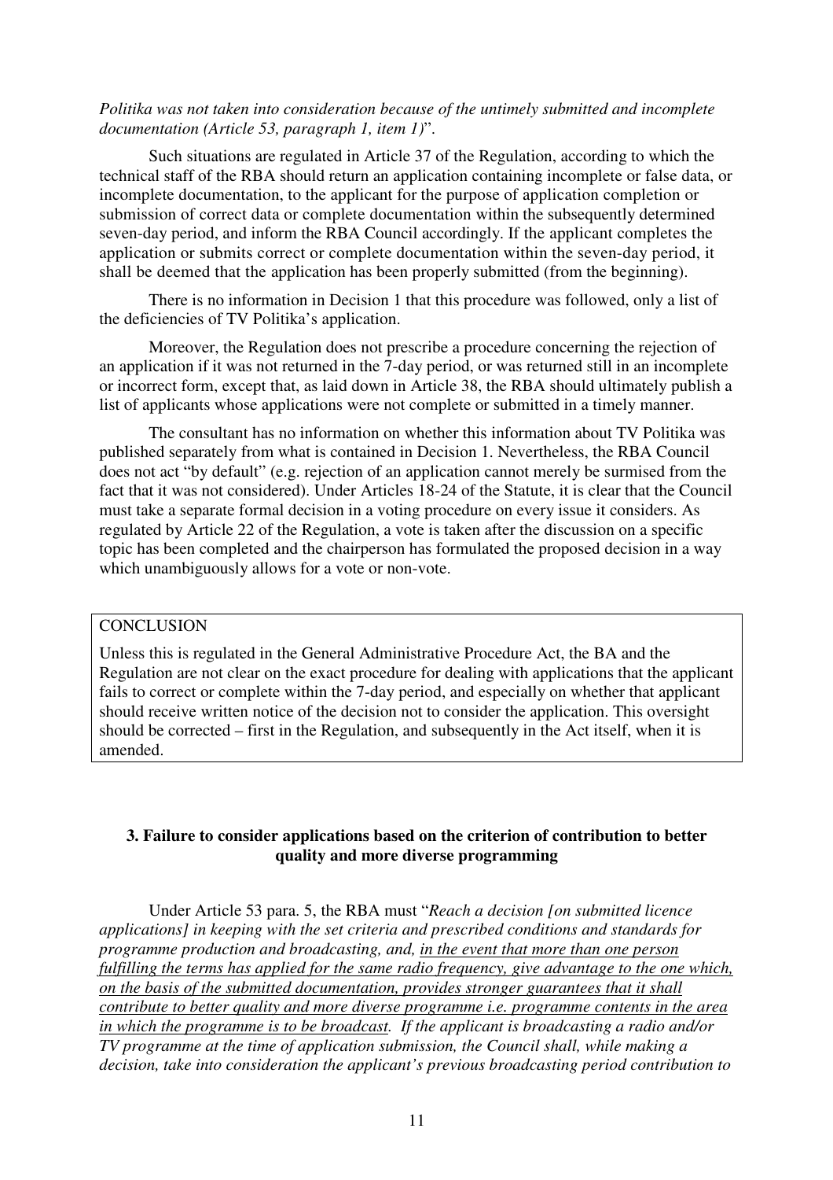*Politika was not taken into consideration because of the untimely submitted and incomplete documentation (Article 53, paragraph 1, item 1)*".

Such situations are regulated in Article 37 of the Regulation, according to which the technical staff of the RBA should return an application containing incomplete or false data, or incomplete documentation, to the applicant for the purpose of application completion or submission of correct data or complete documentation within the subsequently determined seven-day period, and inform the RBA Council accordingly. If the applicant completes the application or submits correct or complete documentation within the seven-day period, it shall be deemed that the application has been properly submitted (from the beginning).

There is no information in Decision 1 that this procedure was followed, only a list of the deficiencies of TV Politika's application.

Moreover, the Regulation does not prescribe a procedure concerning the rejection of an application if it was not returned in the 7-day period, or was returned still in an incomplete or incorrect form, except that, as laid down in Article 38, the RBA should ultimately publish a list of applicants whose applications were not complete or submitted in a timely manner.

The consultant has no information on whether this information about TV Politika was published separately from what is contained in Decision 1. Nevertheless, the RBA Council does not act "by default" (e.g. rejection of an application cannot merely be surmised from the fact that it was not considered). Under Articles 18-24 of the Statute, it is clear that the Council must take a separate formal decision in a voting procedure on every issue it considers. As regulated by Article 22 of the Regulation, a vote is taken after the discussion on a specific topic has been completed and the chairperson has formulated the proposed decision in a way which unambiguously allows for a vote or non-vote.

| CONCLUSION |
| --- |
| Unless this is regulated in the General Administrative Procedure Act, the BA and the Regulation are not clear on the exact procedure for dealing with applications that the applicant fails to correct or complete within the 7-day period, and especially on whether that applicant should receive written notice of the decision not to consider the application. This oversight should be corrected – first in the Regulation, and subsequently in the Act itself, when it is amended. |

### 3. Failure to consider applications based on the criterion of contribution to better quality and more diverse programming

Under Article 53 para. 5, the RBA must "*Reach a decision [on submitted licence applications] in keeping with the set criteria and prescribed conditions and standards for programme production and broadcasting, and, in the event that more than one person fulfilling the terms has applied for the same radio frequency, give advantage to the one which, on the basis of the submitted documentation, provides stronger guarantees that it shall contribute to better quality and more diverse programme i.e. programme contents in the area in which the programme is to be broadcast. If the applicant is broadcasting a radio and/or TV programme at the time of application submission, the Council shall, while making a decision, take into consideration the applicant's previous broadcasting period contribution to*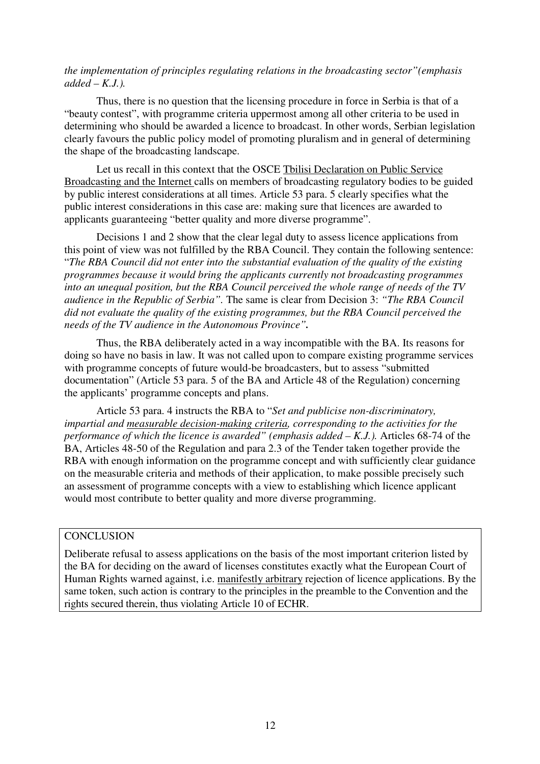*the implementation of principles regulating relations in the broadcasting sector"(emphasis added – K.J.).*

Thus, there is no question that the licensing procedure in force in Serbia is that of a "beauty contest", with programme criteria uppermost among all other criteria to be used in determining who should be awarded a licence to broadcast. In other words, Serbian legislation clearly favours the public policy model of promoting pluralism and in general of determining the shape of the broadcasting landscape.

Let us recall in this context that the OSCE Tbilisi Declaration on Public Service Broadcasting and the Internet calls on members of broadcasting regulatory bodies to be guided by public interest considerations at all times. Article 53 para. 5 clearly specifies what the public interest considerations in this case are: making sure that licences are awarded to applicants guaranteeing "better quality and more diverse programme".

Decisions 1 and 2 show that the clear legal duty to assess licence applications from this point of view was not fulfilled by the RBA Council. They contain the following sentence: "*The RBA Council did not enter into the substantial evaluation of the quality of the existing programmes because it would bring the applicants currently not broadcasting programmes into an unequal position, but the RBA Council perceived the whole range of needs of the TV audience in the Republic of Serbia".* The same is clear from Decision 3: *"The RBA Council did not evaluate the quality of the existing programmes, but the RBA Council perceived the needs of the TV audience in the Autonomous Province".*

Thus, the RBA deliberately acted in a way incompatible with the BA. Its reasons for doing so have no basis in law. It was not called upon to compare existing programme services with programme concepts of future would-be broadcasters, but to assess "submitted documentation" (Article 53 para. 5 of the BA and Article 48 of the Regulation) concerning the applicants' programme concepts and plans.

Article 53 para. 4 instructs the RBA to "*Set and publicise non-discriminatory, impartial and measurable decision-making criteria, corresponding to the activities for the performance of which the licence is awarded" (emphasis added – K.J.).* Articles 68-74 of the BA, Articles 48-50 of the Regulation and para 2.3 of the Tender taken together provide the RBA with enough information on the programme concept and with sufficiently clear guidance on the measurable criteria and methods of their application, to make possible precisely such an assessment of programme concepts with a view to establishing which licence applicant would most contribute to better quality and more diverse programming.

CONCLUSION

Deliberate refusal to assess applications on the basis of the most important criterion listed by the BA for deciding on the award of licenses constitutes exactly what the European Court of Human Rights warned against, i.e. manifestly arbitrary rejection of licence applications. By the same token, such action is contrary to the principles in the preamble to the Convention and the rights secured therein, thus violating Article 10 of ECHR.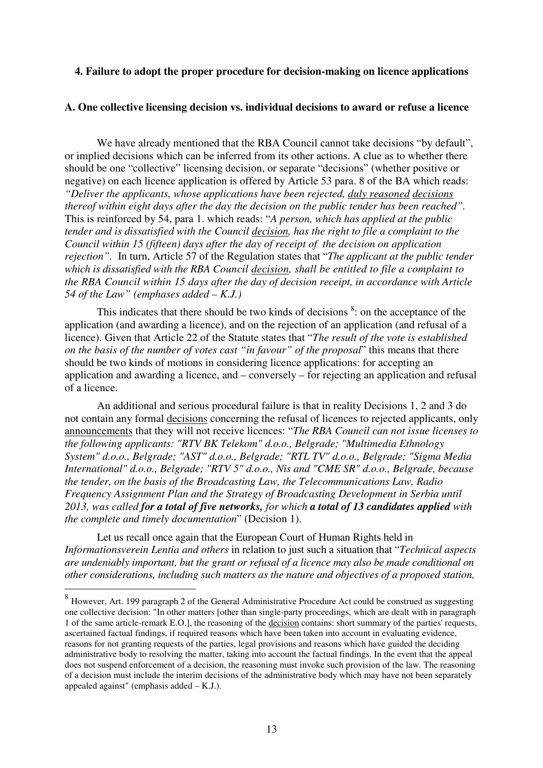**4. Failure to adopt the proper procedure for decision-making on licence applications**

**A. One collective licensing decision vs. individual decisions to award or refuse a licence**

We have already mentioned that the RBA Council cannot take decisions "by default", or implied decisions which can be inferred from its other actions. A clue as to whether there should be one "collective" licensing decision, or separate "decisions" (whether positive or negative) on each licence application is offered by Article 53 para. 8 of the BA which reads: *"Deliver the applicants, whose applications have been rejected, duly reasoned decisions thereof within eight days after the day the decision on the public tender has been reached"*. This is reinforced by 54, para 1. which reads: "*A person, which has applied at the public tender and is dissatisfied with the Council decision, has the right to file a complaint to the Council within 15 (fifteen) days after the day of receipt of the decision on application rejection"*. In turn, Article 57 of the Regulation states that "*The applicant at the public tender which is dissatisfied with the RBA Council decision, shall be entitled to file a complaint to the RBA Council within 15 days after the day of decision receipt, in accordance with Article 54 of the Law" (emphases added – K.J.)*

This indicates that there should be two kinds of decisions [8]: on the acceptance of the application (and awarding a licence), and on the rejection of an application (and refusal of a licence). Given that Article 22 of the Statute states that "*The result of the vote is established on the basis of the number of votes cast "in favour" of the proposal*" this means that there should be two kinds of motions in considering licence applications: for accepting an application and awarding a licence, and – conversely – for rejecting an application and refusal of a licence.

An additional and serious procedural failure is that in reality Decisions 1, 2 and 3 do not contain any formal decisions concerning the refusal of licences to rejected applicants, only announcements that they will not receive licences: "*The RBA Council can not issue licenses to the following applicants: "RTV BK Telekom" d.o.o., Belgrade; "Multimedia Ethnology System" d.o.o., Belgrade; "AST" d.o.o., Belgrade; "RTL TV" d.o.o., Belgrade; "Sigma Media International" d.o.o., Belgrade; "RTV 5" d.o.o., Nis and "CME SR" d.o.o., Belgrade, because the tender, on the basis of the Broadcasting Law, the Telecommunications Law, Radio Frequency Assignment Plan and the Strategy of Broadcasting Development in Serbia until 2013, was called* ***for a total of five networks,*** *for which* ***a total of 13 candidates applied*** *with the complete and timely documentation*" (Decision 1).

Let us recall once again that the European Court of Human Rights held in *Informationsverein Lentia and others* in relation to just such a situation that "*Technical aspects are undeniably important, but the grant or refusal of a licence may also be made conditional on other considerations, including such matters as the nature and objectives of a proposed station,*

---

[8] However, Art. 199 paragraph 2 of the General Administrative Procedure Act could be construed as suggesting one collective decision: "In other matters [other than single-party proceedings, which are dealt with in paragraph 1 of the same article-remark E.O.], the reasoning of the decision contains: short summary of the parties' requests, ascertained factual findings, if required reasons which have been taken into account in evaluating evidence, reasons for not granting requests of the parties, legal provisions and reasons which have guided the deciding administrative body to resolving the matter, taking into account the factual findings. In the event that the appeal does not suspend enforcement of a decision, the reasoning must invoke such provision of the law. The reasoning of a decision must include the interim decisions of the administrative body which may have not been separately appealed against" (emphasis added – K.J.).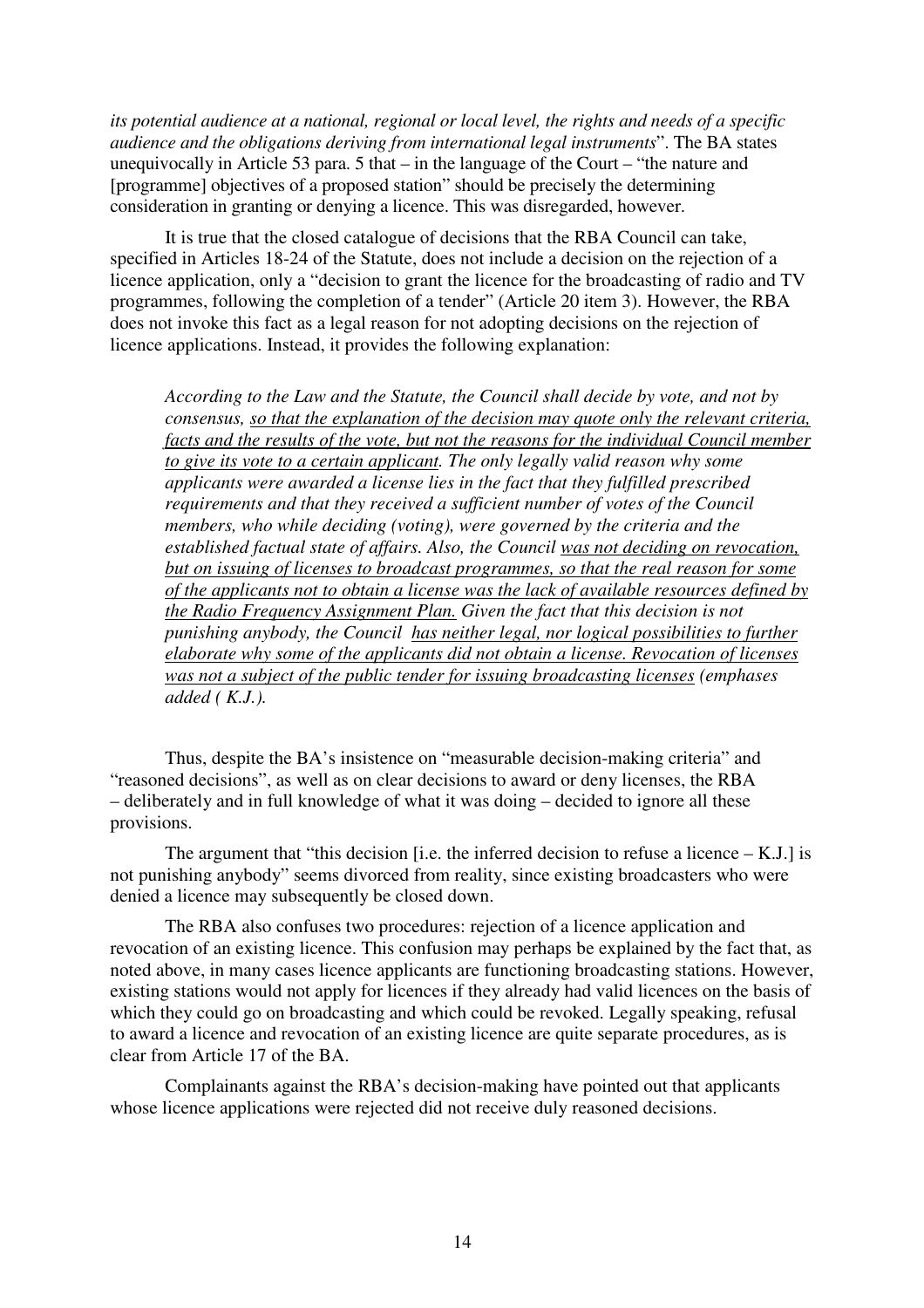*its potential audience at a national, regional or local level, the rights and needs of a specific audience and the obligations deriving from international legal instruments*". The BA states unequivocally in Article 53 para. 5 that – in the language of the Court – "the nature and [programme] objectives of a proposed station" should be precisely the determining consideration in granting or denying a licence. This was disregarded, however.

It is true that the closed catalogue of decisions that the RBA Council can take, specified in Articles 18-24 of the Statute, does not include a decision on the rejection of a licence application, only a "decision to grant the licence for the broadcasting of radio and TV programmes, following the completion of a tender" (Article 20 item 3). However, the RBA does not invoke this fact as a legal reason for not adopting decisions on the rejection of licence applications. Instead, it provides the following explanation:

> *According to the Law and the Statute, the Council shall decide by vote, and not by consensus, <u>so that the explanation of the decision may quote only the relevant criteria, facts and the results of the vote, but not the reasons for the individual Council member to give its vote to a certain applicant</u>. The only legally valid reason why some applicants were awarded a license lies in the fact that they fulfilled prescribed requirements and that they received a sufficient number of votes of the Council members, who while deciding (voting), were governed by the criteria and the established factual state of affairs. Also, the Council <u>was not deciding on revocation, but on issuing of licenses to broadcast programmes, so that the real reason for some of the applicants not to obtain a license was the lack of available resources defined by the Radio Frequency Assignment Plan.</u> Given the fact that this decision is not punishing anybody, the Council <u>has neither legal, nor logical possibilities to further elaborate why some of the applicants did not obtain a license. Revocation of licenses was not a subject of the public tender for issuing broadcasting licenses</u> (emphases added ( K.J.).*

Thus, despite the BA's insistence on "measurable decision-making criteria" and "reasoned decisions", as well as on clear decisions to award or deny licenses, the RBA – deliberately and in full knowledge of what it was doing – decided to ignore all these provisions.

The argument that "this decision [i.e. the inferred decision to refuse a licence – K.J.] is not punishing anybody" seems divorced from reality, since existing broadcasters who were denied a licence may subsequently be closed down.

The RBA also confuses two procedures: rejection of a licence application and revocation of an existing licence. This confusion may perhaps be explained by the fact that, as noted above, in many cases licence applicants are functioning broadcasting stations. However, existing stations would not apply for licences if they already had valid licences on the basis of which they could go on broadcasting and which could be revoked. Legally speaking, refusal to award a licence and revocation of an existing licence are quite separate procedures, as is clear from Article 17 of the BA.

Complainants against the RBA's decision-making have pointed out that applicants whose licence applications were rejected did not receive duly reasoned decisions.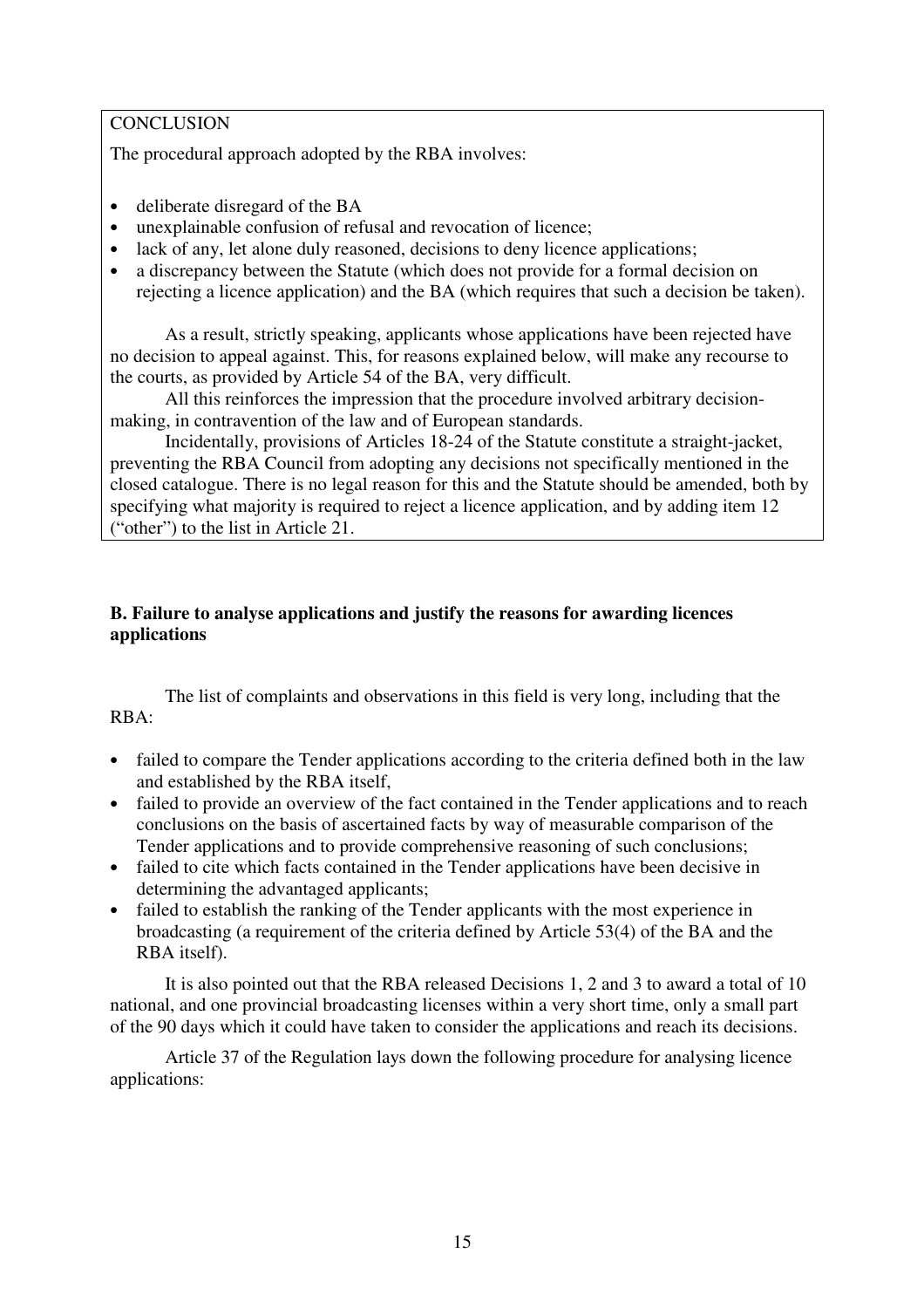CONCLUSION

The procedural approach adopted by the RBA involves:

- deliberate disregard of the BA
- unexplainable confusion of refusal and revocation of licence;
- lack of any, let alone duly reasoned, decisions to deny licence applications;
- a discrepancy between the Statute (which does not provide for a formal decision on rejecting a licence application) and the BA (which requires that such a decision be taken).

As a result, strictly speaking, applicants whose applications have been rejected have no decision to appeal against. This, for reasons explained below, will make any recourse to the courts, as provided by Article 54 of the BA, very difficult.

All this reinforces the impression that the procedure involved arbitrary decision-making, in contravention of the law and of European standards.

Incidentally, provisions of Articles 18-24 of the Statute constitute a straight-jacket, preventing the RBA Council from adopting any decisions not specifically mentioned in the closed catalogue. There is no legal reason for this and the Statute should be amended, both by specifying what majority is required to reject a licence application, and by adding item 12 ("other") to the list in Article 21.

**B. Failure to analyse applications and justify the reasons for awarding licences applications**

The list of complaints and observations in this field is very long, including that the RBA:

- failed to compare the Tender applications according to the criteria defined both in the law and established by the RBA itself,
- failed to provide an overview of the fact contained in the Tender applications and to reach conclusions on the basis of ascertained facts by way of measurable comparison of the Tender applications and to provide comprehensive reasoning of such conclusions;
- failed to cite which facts contained in the Tender applications have been decisive in determining the advantaged applicants;
- failed to establish the ranking of the Tender applicants with the most experience in broadcasting (a requirement of the criteria defined by Article 53(4) of the BA and the RBA itself).

It is also pointed out that the RBA released Decisions 1, 2 and 3 to award a total of 10 national, and one provincial broadcasting licenses within a very short time, only a small part of the 90 days which it could have taken to consider the applications and reach its decisions.

Article 37 of the Regulation lays down the following procedure for analysing licence applications: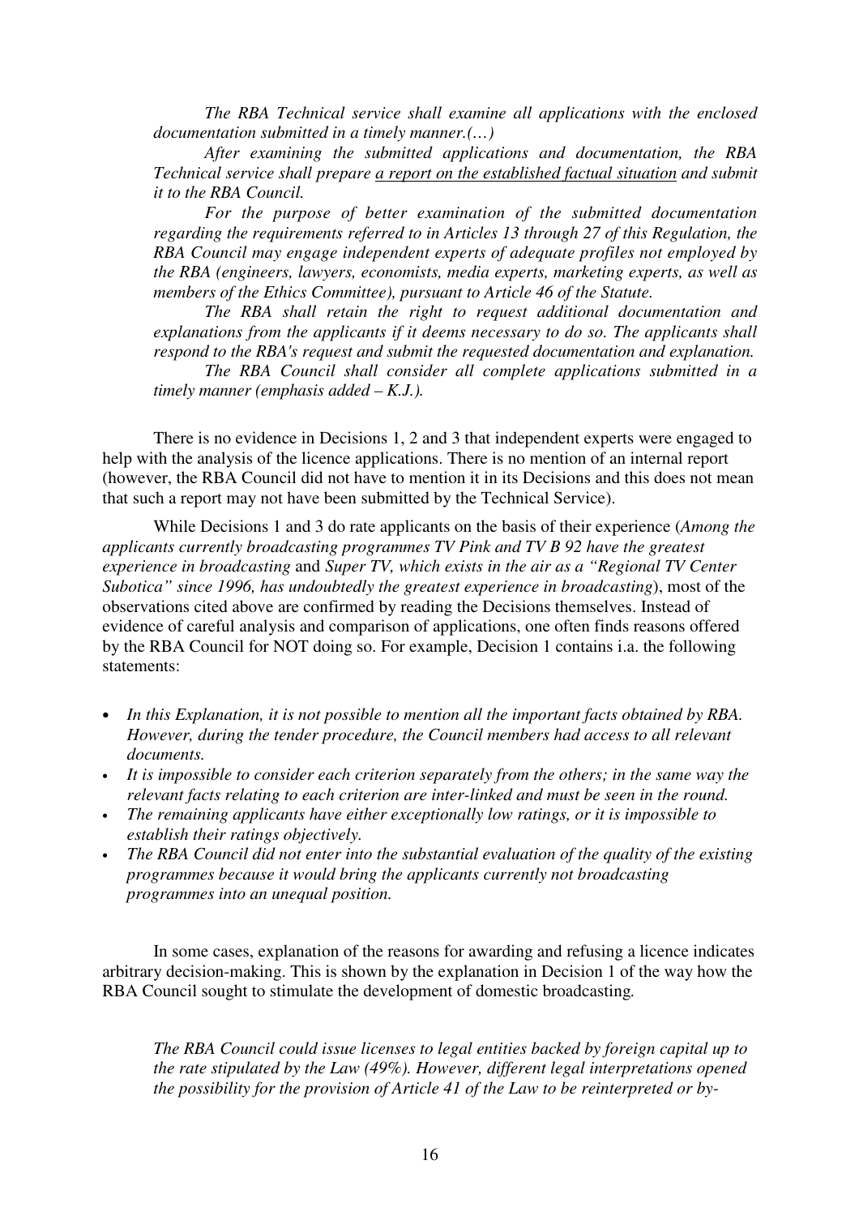*The RBA Technical service shall examine all applications with the enclosed documentation submitted in a timely manner.(…)*

*After examining the submitted applications and documentation, the RBA Technical service shall prepare <u>a report on the established factual situation</u> and submit it to the RBA Council.*

*For the purpose of better examination of the submitted documentation regarding the requirements referred to in Articles 13 through 27 of this Regulation, the RBA Council may engage independent experts of adequate profiles not employed by the RBA (engineers, lawyers, economists, media experts, marketing experts, as well as members of the Ethics Committee), pursuant to Article 46 of the Statute.*

*The RBA shall retain the right to request additional documentation and explanations from the applicants if it deems necessary to do so. The applicants shall respond to the RBA's request and submit the requested documentation and explanation.*

*The RBA Council shall consider all complete applications submitted in a timely manner (emphasis added – K.J.).*

There is no evidence in Decisions 1, 2 and 3 that independent experts were engaged to help with the analysis of the licence applications. There is no mention of an internal report (however, the RBA Council did not have to mention it in its Decisions and this does not mean that such a report may not have been submitted by the Technical Service).

While Decisions 1 and 3 do rate applicants on the basis of their experience (*Among the applicants currently broadcasting programmes TV Pink and TV B 92 have the greatest experience in broadcasting* and *Super TV, which exists in the air as a "Regional TV Center Subotica" since 1996, has undoubtedly the greatest experience in broadcasting*), most of the observations cited above are confirmed by reading the Decisions themselves. Instead of evidence of careful analysis and comparison of applications, one often finds reasons offered by the RBA Council for NOT doing so. For example, Decision 1 contains i.a. the following statements:

- *In this Explanation, it is not possible to mention all the important facts obtained by RBA. However, during the tender procedure, the Council members had access to all relevant documents.*
- *It is impossible to consider each criterion separately from the others; in the same way the relevant facts relating to each criterion are inter-linked and must be seen in the round.*
- *The remaining applicants have either exceptionally low ratings, or it is impossible to establish their ratings objectively.*
- *The RBA Council did not enter into the substantial evaluation of the quality of the existing programmes because it would bring the applicants currently not broadcasting programmes into an unequal position.*

In some cases, explanation of the reasons for awarding and refusing a licence indicates arbitrary decision-making. This is shown by the explanation in Decision 1 of the way how the RBA Council sought to stimulate the development of domestic broadcasting.

*The RBA Council could issue licenses to legal entities backed by foreign capital up to the rate stipulated by the Law (49%). However, different legal interpretations opened the possibility for the provision of Article 41 of the Law to be reinterpreted or by-*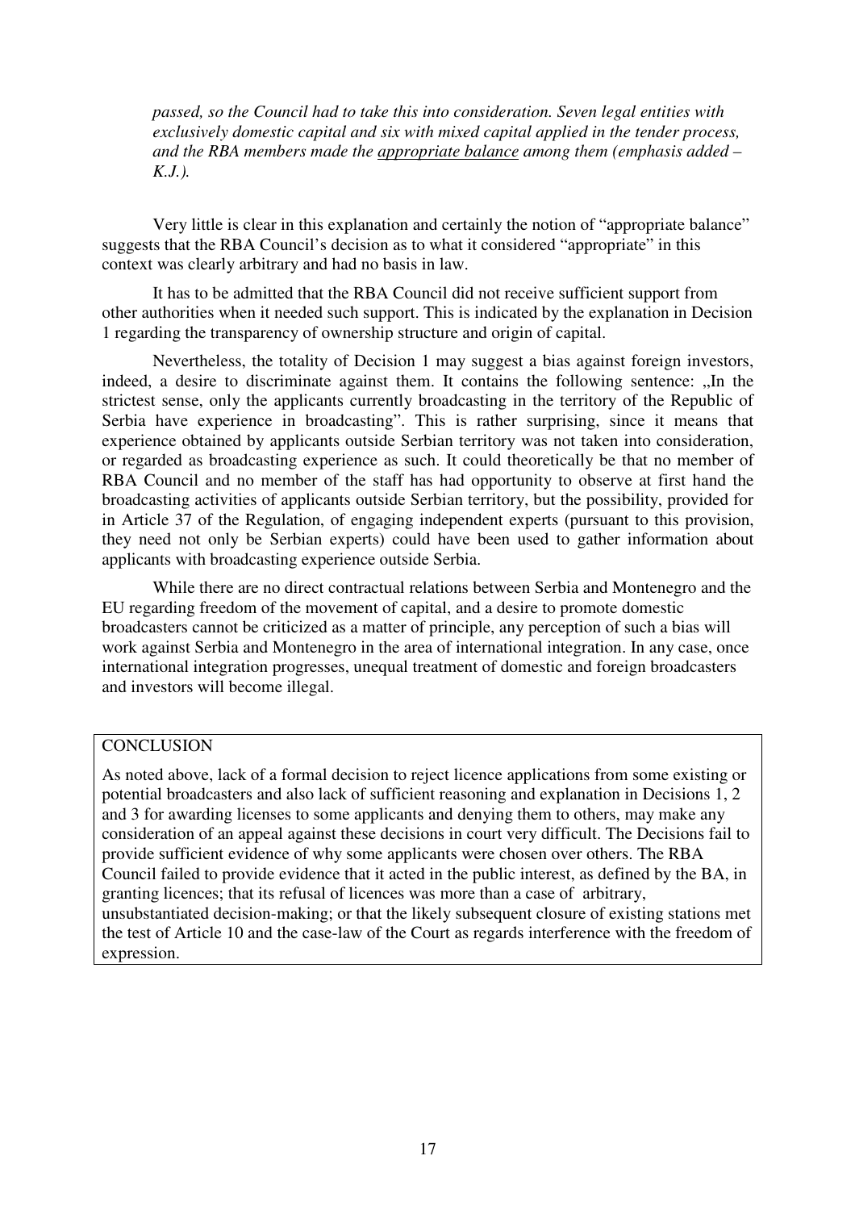*passed, so the Council had to take this into consideration. Seven legal entities with exclusively domestic capital and six with mixed capital applied in the tender process, and the RBA members made the <u>appropriate balance</u> among them (emphasis added – K.J.).*

Very little is clear in this explanation and certainly the notion of "appropriate balance" suggests that the RBA Council's decision as to what it considered "appropriate" in this context was clearly arbitrary and had no basis in law.

It has to be admitted that the RBA Council did not receive sufficient support from other authorities when it needed such support. This is indicated by the explanation in Decision 1 regarding the transparency of ownership structure and origin of capital.

Nevertheless, the totality of Decision 1 may suggest a bias against foreign investors, indeed, a desire to discriminate against them. It contains the following sentence: „In the strictest sense, only the applicants currently broadcasting in the territory of the Republic of Serbia have experience in broadcasting". This is rather surprising, since it means that experience obtained by applicants outside Serbian territory was not taken into consideration, or regarded as broadcasting experience as such. It could theoretically be that no member of RBA Council and no member of the staff has had opportunity to observe at first hand the broadcasting activities of applicants outside Serbian territory, but the possibility, provided for in Article 37 of the Regulation, of engaging independent experts (pursuant to this provision, they need not only be Serbian experts) could have been used to gather information about applicants with broadcasting experience outside Serbia.

While there are no direct contractual relations between Serbia and Montenegro and the EU regarding freedom of the movement of capital, and a desire to promote domestic broadcasters cannot be criticized as a matter of principle, any perception of such a bias will work against Serbia and Montenegro in the area of international integration. In any case, once international integration progresses, unequal treatment of domestic and foreign broadcasters and investors will become illegal.

## CONCLUSION

As noted above, lack of a formal decision to reject licence applications from some existing or potential broadcasters and also lack of sufficient reasoning and explanation in Decisions 1, 2 and 3 for awarding licenses to some applicants and denying them to others, may make any consideration of an appeal against these decisions in court very difficult. The Decisions fail to provide sufficient evidence of why some applicants were chosen over others. The RBA Council failed to provide evidence that it acted in the public interest, as defined by the BA, in granting licences; that its refusal of licences was more than a case of arbitrary, unsubstantiated decision-making; or that the likely subsequent closure of existing stations met the test of Article 10 and the case-law of the Court as regards interference with the freedom of expression.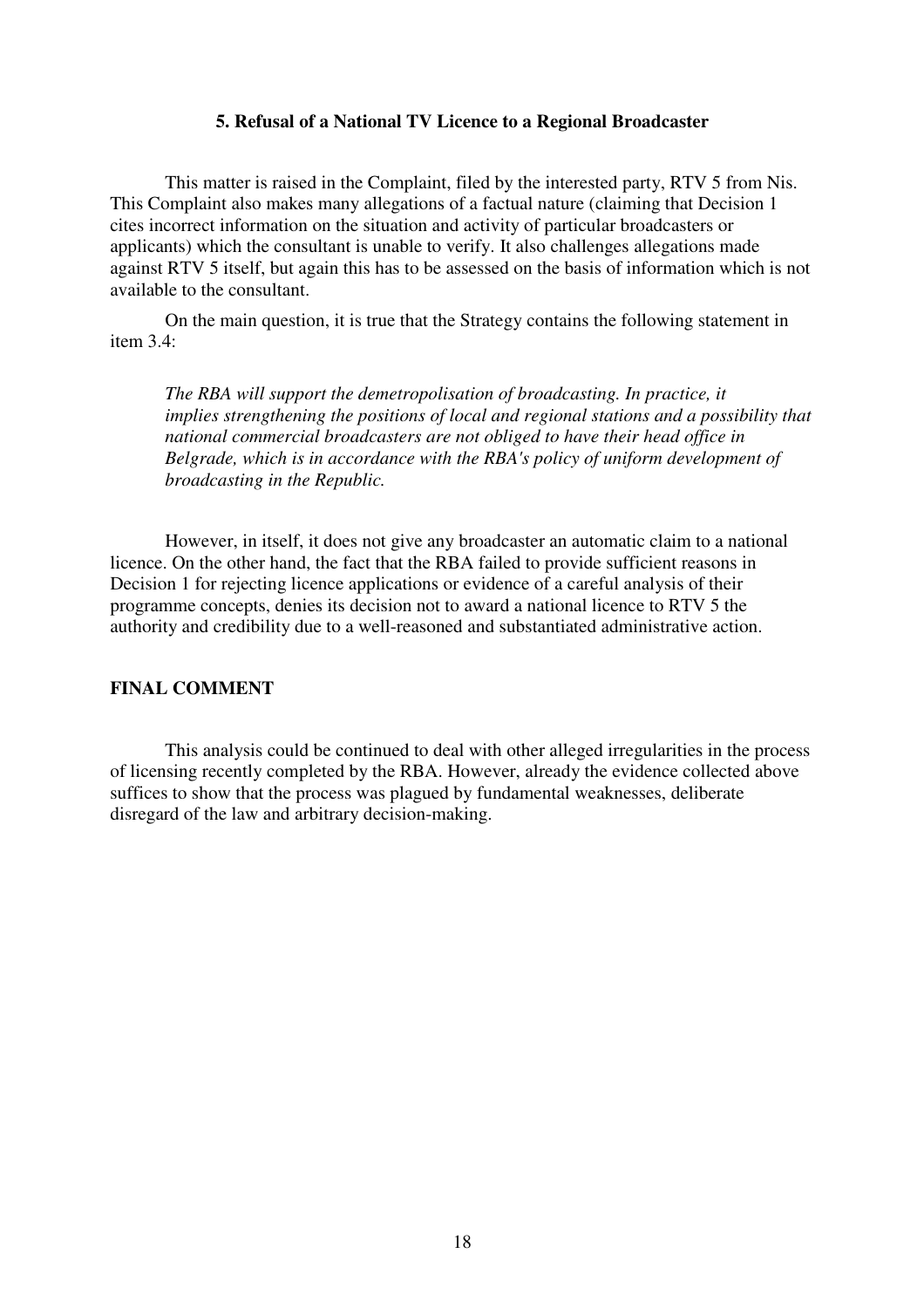### 5. Refusal of a National TV Licence to a Regional Broadcaster

This matter is raised in the Complaint, filed by the interested party, RTV 5 from Nis. This Complaint also makes many allegations of a factual nature (claiming that Decision 1 cites incorrect information on the situation and activity of particular broadcasters or applicants) which the consultant is unable to verify. It also challenges allegations made against RTV 5 itself, but again this has to be assessed on the basis of information which is not available to the consultant.

On the main question, it is true that the Strategy contains the following statement in item 3.4:

> *The RBA will support the demetropolisation of broadcasting. In practice, it implies strengthening the positions of local and regional stations and a possibility that national commercial broadcasters are not obliged to have their head office in Belgrade, which is in accordance with the RBA's policy of uniform development of broadcasting in the Republic.*

However, in itself, it does not give any broadcaster an automatic claim to a national licence. On the other hand, the fact that the RBA failed to provide sufficient reasons in Decision 1 for rejecting licence applications or evidence of a careful analysis of their programme concepts, denies its decision not to award a national licence to RTV 5 the authority and credibility due to a well-reasoned and substantiated administrative action.

## FINAL COMMENT

This analysis could be continued to deal with other alleged irregularities in the process of licensing recently completed by the RBA. However, already the evidence collected above suffices to show that the process was plagued by fundamental weaknesses, deliberate disregard of the law and arbitrary decision-making.